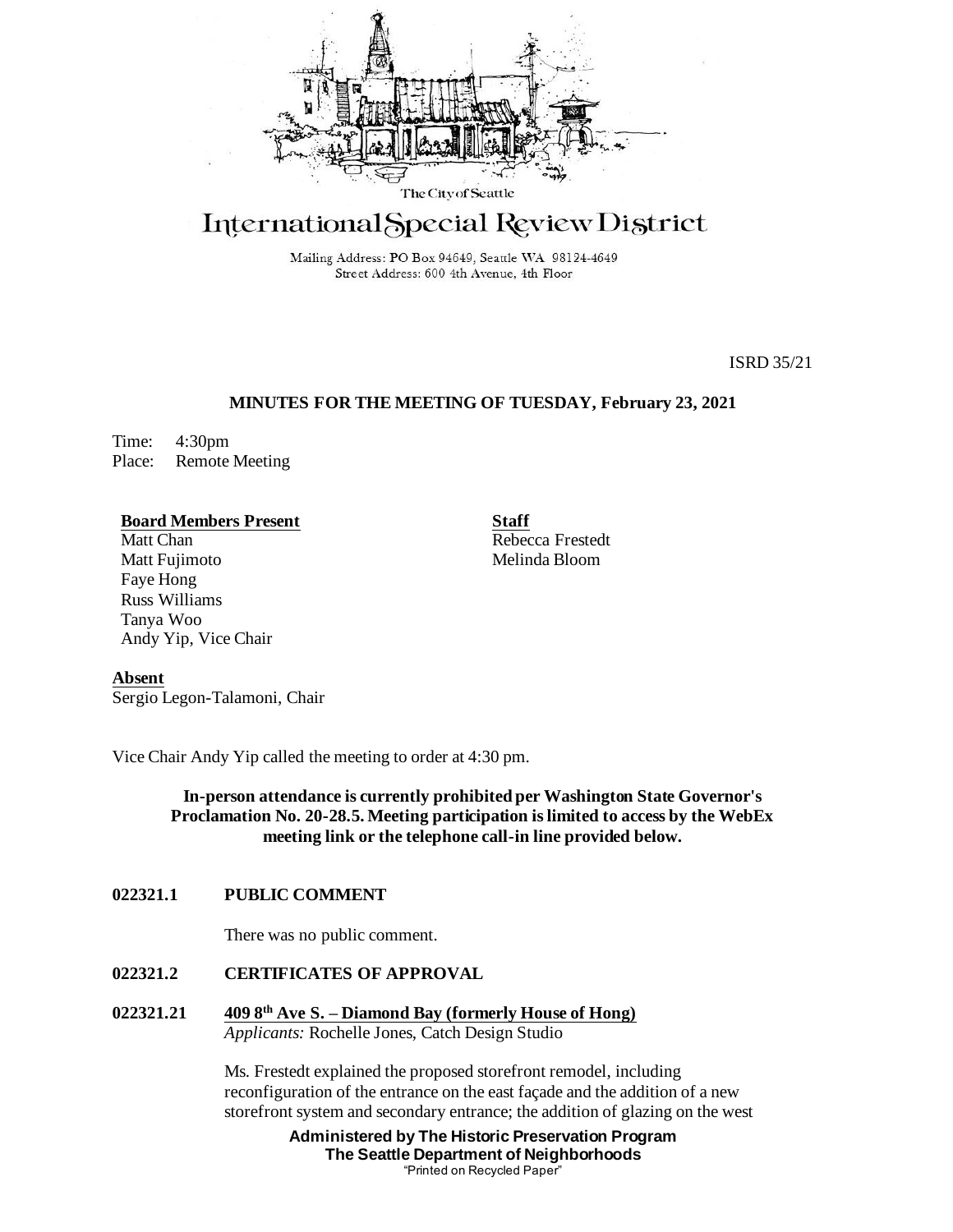The City of Seattle

# International Special Review District

Mailing Address: PO Box 94649, Seattle WA 98124-4649
Street Address: 600 4th Avenue, 4th Floor

ISRD 35/21

## MINUTES FOR THE MEETING OF TUESDAY, February 23, 2021

Time: 4:30pm
Place: Remote Meeting

**Board Members Present**
Matt Chan
Matt Fujimoto
Faye Hong
Russ Williams
Tanya Woo
Andy Yip, Vice Chair

**Staff**
Rebecca Frestedt
Melinda Bloom

**Absent**
Sergio Legon-Talamoni, Chair

Vice Chair Andy Yip called the meeting to order at 4:30 pm.

**In-person attendance is currently prohibited per Washington State Governor's Proclamation No. 20-28.5. Meeting participation is limited to access by the WebEx meeting link or the telephone call-in line provided below.**

**022321.1 PUBLIC COMMENT**

There was no public comment.

**022321.2 CERTIFICATES OF APPROVAL**

**022321.21 409 8th Ave S. – Diamond Bay (formerly House of Hong)**
*Applicants:* Rochelle Jones, Catch Design Studio

Ms. Frestedt explained the proposed storefront remodel, including reconfiguration of the entrance on the east façade and the addition of a new storefront system and secondary entrance; the addition of glazing on the west

**Administered by The Historic Preservation Program**
**The Seattle Department of Neighborhoods**
"Printed on Recycled Paper"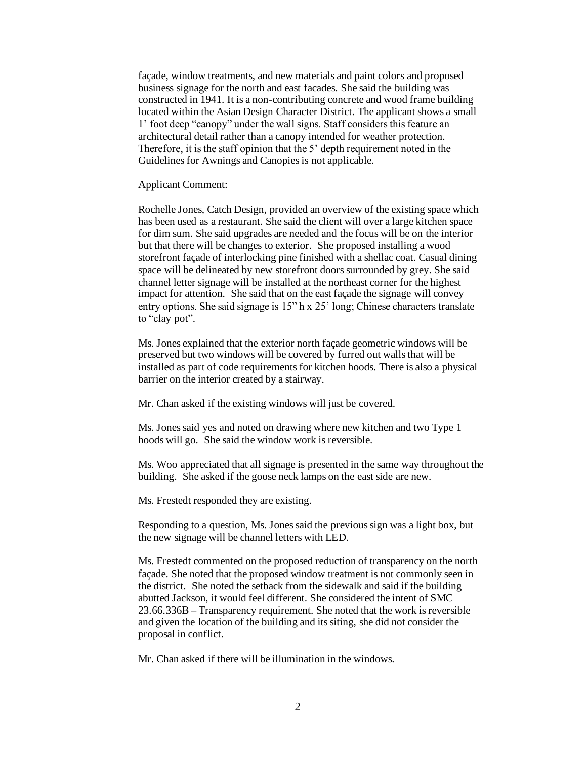façade, window treatments, and new materials and paint colors and proposed business signage for the north and east facades. She said the building was constructed in 1941. It is a non-contributing concrete and wood frame building located within the Asian Design Character District. The applicant shows a small 1' foot deep "canopy" under the wall signs. Staff considers this feature an architectural detail rather than a canopy intended for weather protection. Therefore, it is the staff opinion that the 5' depth requirement noted in the Guidelines for Awnings and Canopies is not applicable.

Applicant Comment:

Rochelle Jones, Catch Design, provided an overview of the existing space which has been used as a restaurant. She said the client will over a large kitchen space for dim sum. She said upgrades are needed and the focus will be on the interior but that there will be changes to exterior. She proposed installing a wood storefront façade of interlocking pine finished with a shellac coat. Casual dining space will be delineated by new storefront doors surrounded by grey. She said channel letter signage will be installed at the northeast corner for the highest impact for attention. She said that on the east façade the signage will convey entry options. She said signage is 15" h x 25' long; Chinese characters translate to "clay pot".

Ms. Jones explained that the exterior north façade geometric windows will be preserved but two windows will be covered by furred out walls that will be installed as part of code requirements for kitchen hoods. There is also a physical barrier on the interior created by a stairway.

Mr. Chan asked if the existing windows will just be covered.

Ms. Jones said yes and noted on drawing where new kitchen and two Type 1 hoods will go. She said the window work is reversible.

Ms. Woo appreciated that all signage is presented in the same way throughout the building. She asked if the goose neck lamps on the east side are new.

Ms. Frestedt responded they are existing.

Responding to a question, Ms. Jones said the previous sign was a light box, but the new signage will be channel letters with LED.

Ms. Frestedt commented on the proposed reduction of transparency on the north façade. She noted that the proposed window treatment is not commonly seen in the district. She noted the setback from the sidewalk and said if the building abutted Jackson, it would feel different. She considered the intent of SMC 23.66.336B – Transparency requirement. She noted that the work is reversible and given the location of the building and its siting, she did not consider the proposal in conflict.

Mr. Chan asked if there will be illumination in the windows.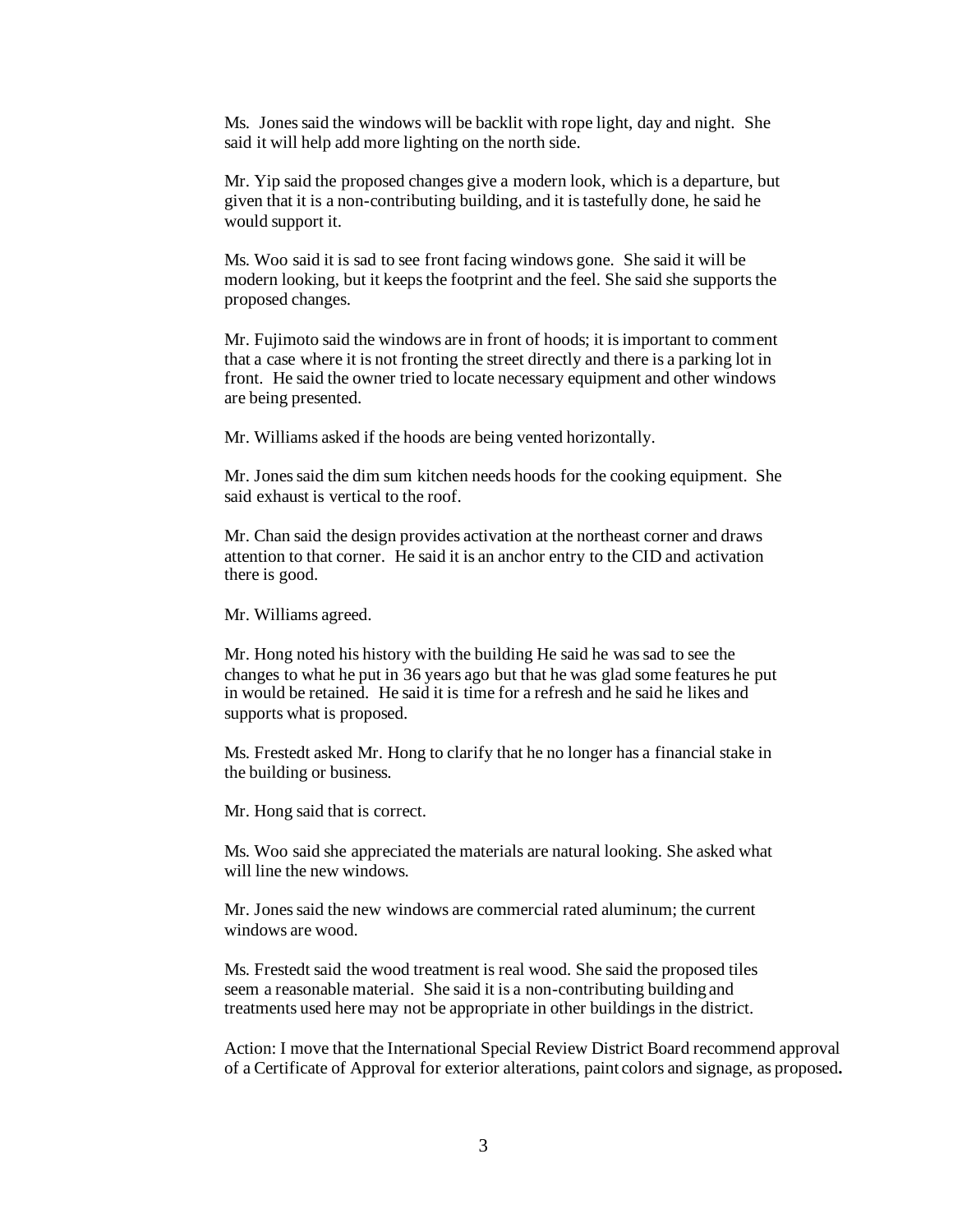Ms. Jones said the windows will be backlit with rope light, day and night. She said it will help add more lighting on the north side.

Mr. Yip said the proposed changes give a modern look, which is a departure, but given that it is a non-contributing building, and it is tastefully done, he said he would support it.

Ms. Woo said it is sad to see front facing windows gone. She said it will be modern looking, but it keeps the footprint and the feel. She said she supports the proposed changes.

Mr. Fujimoto said the windows are in front of hoods; it is important to comment that a case where it is not fronting the street directly and there is a parking lot in front. He said the owner tried to locate necessary equipment and other windows are being presented.

Mr. Williams asked if the hoods are being vented horizontally.

Mr. Jones said the dim sum kitchen needs hoods for the cooking equipment. She said exhaust is vertical to the roof.

Mr. Chan said the design provides activation at the northeast corner and draws attention to that corner. He said it is an anchor entry to the CID and activation there is good.

Mr. Williams agreed.

Mr. Hong noted his history with the building He said he was sad to see the changes to what he put in 36 years ago but that he was glad some features he put in would be retained. He said it is time for a refresh and he said he likes and supports what is proposed.

Ms. Frestedt asked Mr. Hong to clarify that he no longer has a financial stake in the building or business.

Mr. Hong said that is correct.

Ms. Woo said she appreciated the materials are natural looking. She asked what will line the new windows.

Mr. Jones said the new windows are commercial rated aluminum; the current windows are wood.

Ms. Frestedt said the wood treatment is real wood. She said the proposed tiles seem a reasonable material. She said it is a non-contributing building and treatments used here may not be appropriate in other buildings in the district.

Action: I move that the International Special Review District Board recommend approval of a Certificate of Approval for exterior alterations, paint colors and signage, as proposed.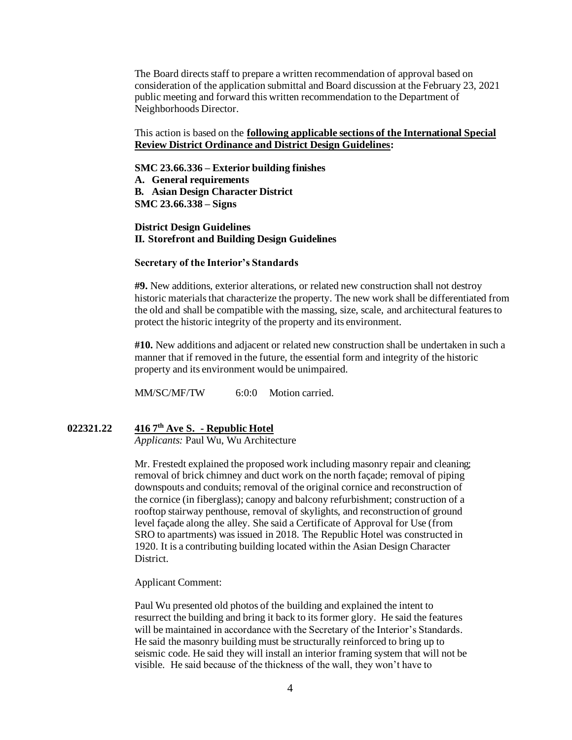The Board directs staff to prepare a written recommendation of approval based on consideration of the application submittal and Board discussion at the February 23, 2021 public meeting and forward this written recommendation to the Department of Neighborhoods Director.

This action is based on the **following applicable sections of the International Special Review District Ordinance and District Design Guidelines:**

**SMC 23.66.336 – Exterior building finishes**
**A. General requirements**
**B. Asian Design Character District**
**SMC 23.66.338 – Signs**

**District Design Guidelines**
**II. Storefront and Building Design Guidelines**

**Secretary of the Interior's Standards**

**#9.** New additions, exterior alterations, or related new construction shall not destroy historic materials that characterize the property. The new work shall be differentiated from the old and shall be compatible with the massing, size, scale, and architectural features to protect the historic integrity of the property and its environment.

**#10.** New additions and adjacent or related new construction shall be undertaken in such a manner that if removed in the future, the essential form and integrity of the historic property and its environment would be unimpaired.

MM/SC/MF/TW 6:0:0 Motion carried.

**022321.22 416 7th Ave S. - Republic Hotel**

*Applicants:* Paul Wu, Wu Architecture

Mr. Frestedt explained the proposed work including masonry repair and cleaning; removal of brick chimney and duct work on the north façade; removal of piping downspouts and conduits; removal of the original cornice and reconstruction of the cornice (in fiberglass); canopy and balcony refurbishment; construction of a rooftop stairway penthouse, removal of skylights, and reconstruction of ground level façade along the alley. She said a Certificate of Approval for Use (from SRO to apartments) was issued in 2018. The Republic Hotel was constructed in 1920. It is a contributing building located within the Asian Design Character District.

Applicant Comment:

Paul Wu presented old photos of the building and explained the intent to resurrect the building and bring it back to its former glory. He said the features will be maintained in accordance with the Secretary of the Interior's Standards. He said the masonry building must be structurally reinforced to bring up to seismic code. He said they will install an interior framing system that will not be visible. He said because of the thickness of the wall, they won't have to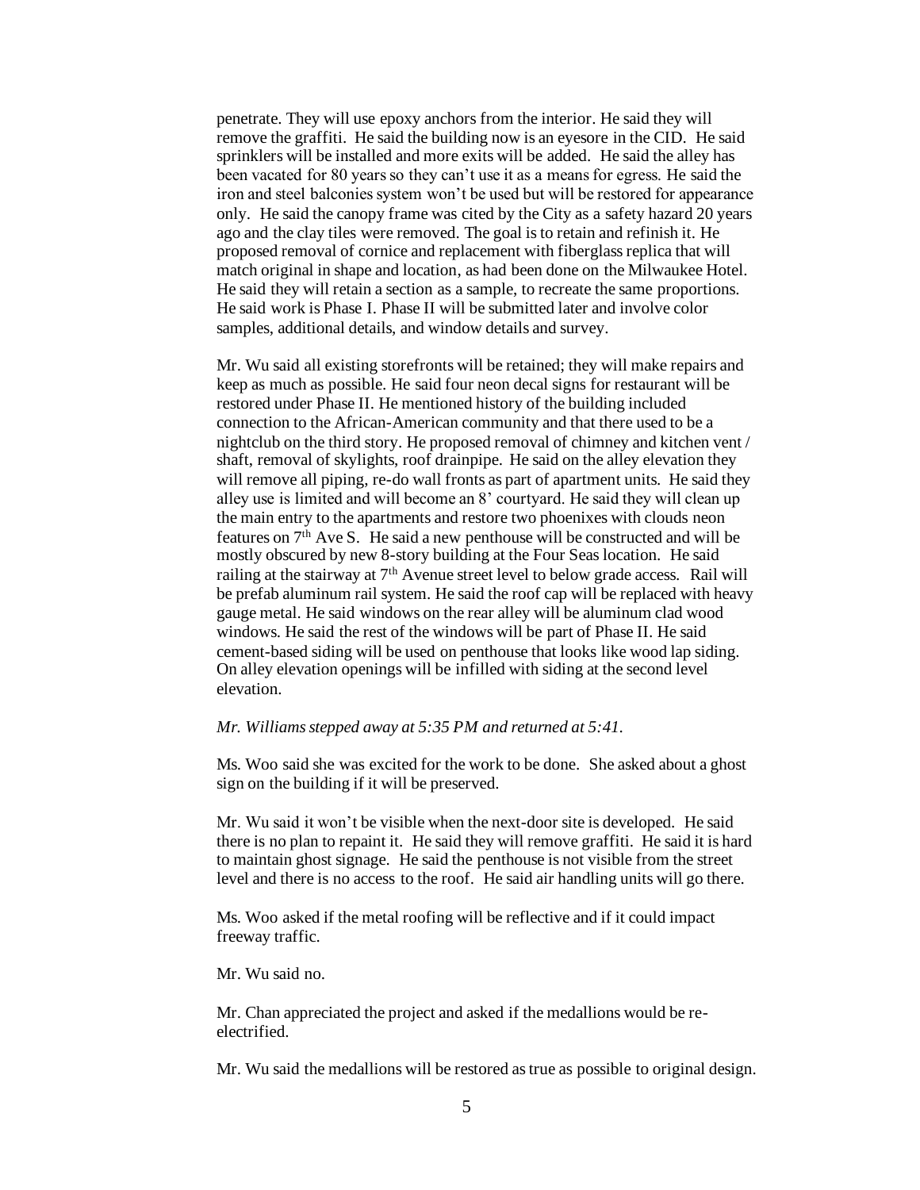penetrate. They will use epoxy anchors from the interior. He said they will remove the graffiti. He said the building now is an eyesore in the CID. He said sprinklers will be installed and more exits will be added. He said the alley has been vacated for 80 years so they can't use it as a means for egress. He said the iron and steel balconies system won't be used but will be restored for appearance only. He said the canopy frame was cited by the City as a safety hazard 20 years ago and the clay tiles were removed. The goal is to retain and refinish it. He proposed removal of cornice and replacement with fiberglass replica that will match original in shape and location, as had been done on the Milwaukee Hotel. He said they will retain a section as a sample, to recreate the same proportions. He said work is Phase I. Phase II will be submitted later and involve color samples, additional details, and window details and survey.

Mr. Wu said all existing storefronts will be retained; they will make repairs and keep as much as possible. He said four neon decal signs for restaurant will be restored under Phase II. He mentioned history of the building included connection to the African-American community and that there used to be a nightclub on the third story. He proposed removal of chimney and kitchen vent / shaft, removal of skylights, roof drainpipe. He said on the alley elevation they will remove all piping, re-do wall fronts as part of apartment units. He said they alley use is limited and will become an 8' courtyard. He said they will clean up the main entry to the apartments and restore two phoenixes with clouds neon features on 7th Ave S. He said a new penthouse will be constructed and will be mostly obscured by new 8-story building at the Four Seas location. He said railing at the stairway at 7th Avenue street level to below grade access. Rail will be prefab aluminum rail system. He said the roof cap will be replaced with heavy gauge metal. He said windows on the rear alley will be aluminum clad wood windows. He said the rest of the windows will be part of Phase II. He said cement-based siding will be used on penthouse that looks like wood lap siding. On alley elevation openings will be infilled with siding at the second level elevation.

*Mr. Williams stepped away at 5:35 PM and returned at 5:41.*

Ms. Woo said she was excited for the work to be done. She asked about a ghost sign on the building if it will be preserved.

Mr. Wu said it won't be visible when the next-door site is developed. He said there is no plan to repaint it. He said they will remove graffiti. He said it is hard to maintain ghost signage. He said the penthouse is not visible from the street level and there is no access to the roof. He said air handling units will go there.

Ms. Woo asked if the metal roofing will be reflective and if it could impact freeway traffic.

Mr. Wu said no.

Mr. Chan appreciated the project and asked if the medallions would be re-electrified.

Mr. Wu said the medallions will be restored as true as possible to original design.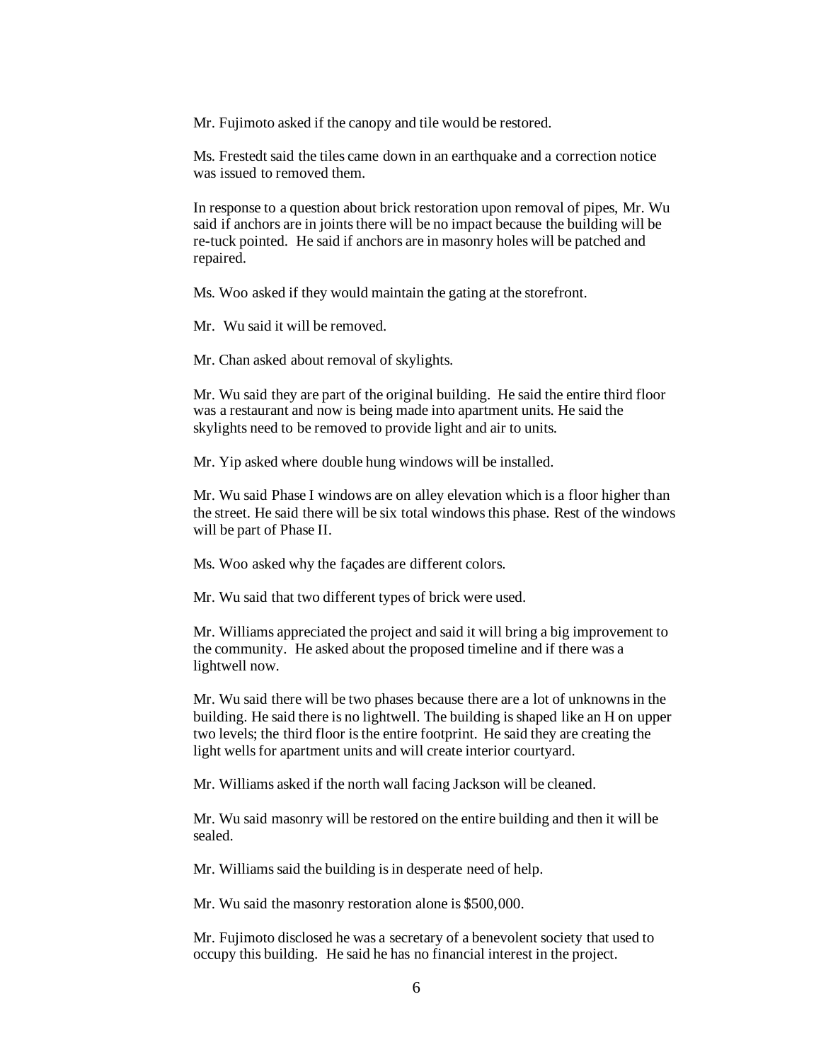Mr. Fujimoto asked if the canopy and tile would be restored.

Ms. Frestedt said the tiles came down in an earthquake and a correction notice was issued to removed them.

In response to a question about brick restoration upon removal of pipes, Mr. Wu said if anchors are in joints there will be no impact because the building will be re-tuck pointed. He said if anchors are in masonry holes will be patched and repaired.

Ms. Woo asked if they would maintain the gating at the storefront.

Mr. Wu said it will be removed.

Mr. Chan asked about removal of skylights.

Mr. Wu said they are part of the original building. He said the entire third floor was a restaurant and now is being made into apartment units. He said the skylights need to be removed to provide light and air to units.

Mr. Yip asked where double hung windows will be installed.

Mr. Wu said Phase I windows are on alley elevation which is a floor higher than the street. He said there will be six total windows this phase. Rest of the windows will be part of Phase II.

Ms. Woo asked why the façades are different colors.

Mr. Wu said that two different types of brick were used.

Mr. Williams appreciated the project and said it will bring a big improvement to the community. He asked about the proposed timeline and if there was a lightwell now.

Mr. Wu said there will be two phases because there are a lot of unknowns in the building. He said there is no lightwell. The building is shaped like an H on upper two levels; the third floor is the entire footprint. He said they are creating the light wells for apartment units and will create interior courtyard.

Mr. Williams asked if the north wall facing Jackson will be cleaned.

Mr. Wu said masonry will be restored on the entire building and then it will be sealed.

Mr. Williams said the building is in desperate need of help.

Mr. Wu said the masonry restoration alone is $500,000.

Mr. Fujimoto disclosed he was a secretary of a benevolent society that used to occupy this building. He said he has no financial interest in the project.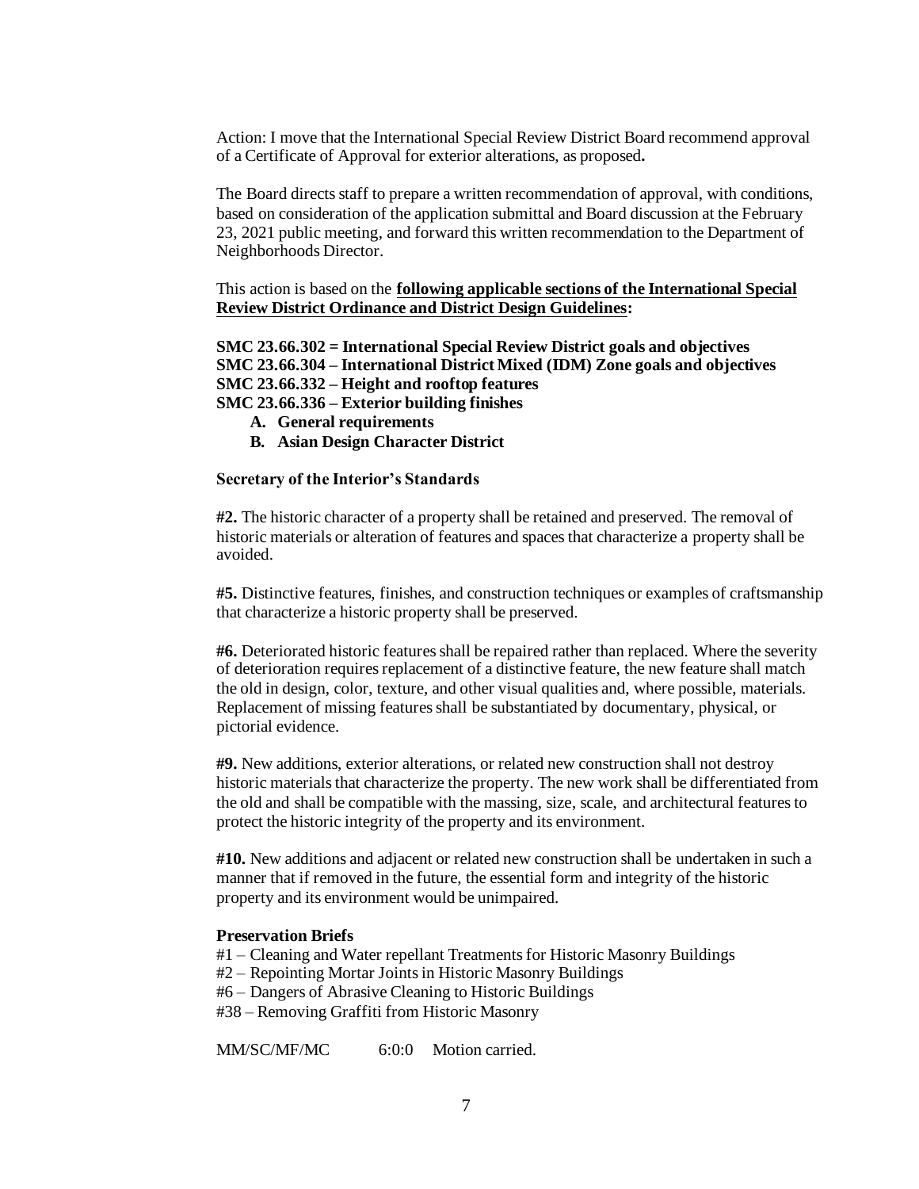Action: I move that the International Special Review District Board recommend approval of a Certificate of Approval for exterior alterations, as proposed**.**

The Board directs staff to prepare a written recommendation of approval, with conditions, based on consideration of the application submittal and Board discussion at the February 23, 2021 public meeting, and forward this written recommendation to the Department of Neighborhoods Director.

This action is based on the **following applicable sections of the International Special Review District Ordinance and District Design Guidelines:**

**SMC 23.66.302 = International Special Review District goals and objectives**
**SMC 23.66.304 – International District Mixed (IDM) Zone goals and objectives**
**SMC 23.66.332 – Height and rooftop features**
**SMC 23.66.336 – Exterior building finishes**

**A. General requirements**
**B. Asian Design Character District**

**Secretary of the Interior's Standards**

**#2.** The historic character of a property shall be retained and preserved. The removal of historic materials or alteration of features and spaces that characterize a property shall be avoided.

**#5.** Distinctive features, finishes, and construction techniques or examples of craftsmanship that characterize a historic property shall be preserved.

**#6.** Deteriorated historic features shall be repaired rather than replaced. Where the severity of deterioration requires replacement of a distinctive feature, the new feature shall match the old in design, color, texture, and other visual qualities and, where possible, materials. Replacement of missing features shall be substantiated by documentary, physical, or pictorial evidence.

**#9.** New additions, exterior alterations, or related new construction shall not destroy historic materials that characterize the property. The new work shall be differentiated from the old and shall be compatible with the massing, size, scale, and architectural features to protect the historic integrity of the property and its environment.

**#10.** New additions and adjacent or related new construction shall be undertaken in such a manner that if removed in the future, the essential form and integrity of the historic property and its environment would be unimpaired.

**Preservation Briefs**

#1 – Cleaning and Water repellant Treatments for Historic Masonry Buildings
#2 – Repointing Mortar Joints in Historic Masonry Buildings
#6 – Dangers of Abrasive Cleaning to Historic Buildings
#38 – Removing Graffiti from Historic Masonry

MM/SC/MF/MC 6:0:0 Motion carried.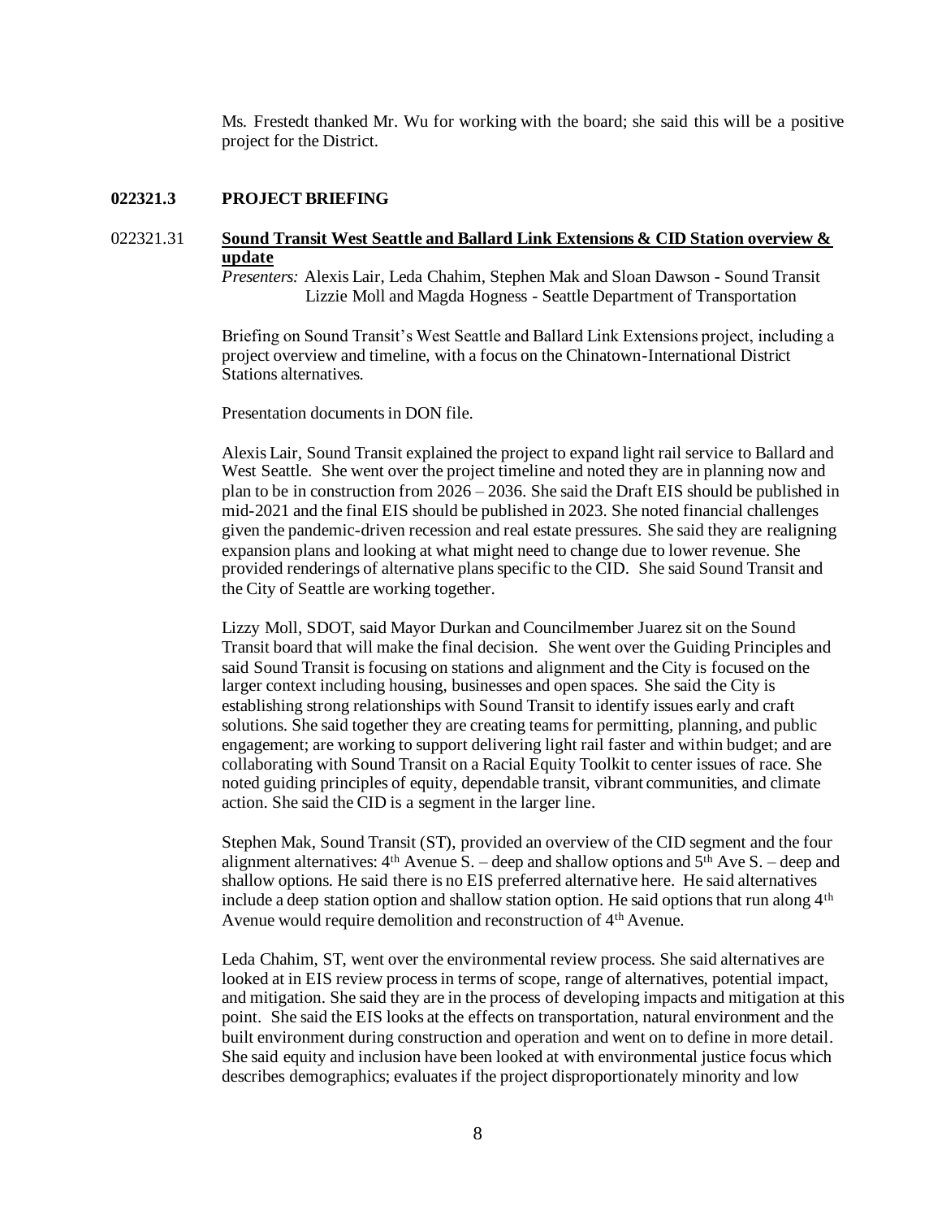Ms. Frestedt thanked Mr. Wu for working with the board; she said this will be a positive project for the District.

## 022321.3 PROJECT BRIEFING

### 022321.31 Sound Transit West Seattle and Ballard Link Extensions & CID Station overview & update

*Presenters:* Alexis Lair, Leda Chahim, Stephen Mak and Sloan Dawson - Sound Transit
Lizzie Moll and Magda Hogness - Seattle Department of Transportation

Briefing on Sound Transit's West Seattle and Ballard Link Extensions project, including a project overview and timeline, with a focus on the Chinatown-International District Stations alternatives.

Presentation documents in DON file.

Alexis Lair, Sound Transit explained the project to expand light rail service to Ballard and West Seattle. She went over the project timeline and noted they are in planning now and plan to be in construction from 2026 – 2036. She said the Draft EIS should be published in mid-2021 and the final EIS should be published in 2023. She noted financial challenges given the pandemic-driven recession and real estate pressures. She said they are realigning expansion plans and looking at what might need to change due to lower revenue. She provided renderings of alternative plans specific to the CID. She said Sound Transit and the City of Seattle are working together.

Lizzy Moll, SDOT, said Mayor Durkan and Councilmember Juarez sit on the Sound Transit board that will make the final decision. She went over the Guiding Principles and said Sound Transit is focusing on stations and alignment and the City is focused on the larger context including housing, businesses and open spaces. She said the City is establishing strong relationships with Sound Transit to identify issues early and craft solutions. She said together they are creating teams for permitting, planning, and public engagement; are working to support delivering light rail faster and within budget; and are collaborating with Sound Transit on a Racial Equity Toolkit to center issues of race. She noted guiding principles of equity, dependable transit, vibrant communities, and climate action. She said the CID is a segment in the larger line.

Stephen Mak, Sound Transit (ST), provided an overview of the CID segment and the four alignment alternatives: 4th Avenue S. – deep and shallow options and 5th Ave S. – deep and shallow options. He said there is no EIS preferred alternative here. He said alternatives include a deep station option and shallow station option. He said options that run along 4th Avenue would require demolition and reconstruction of 4th Avenue.

Leda Chahim, ST, went over the environmental review process. She said alternatives are looked at in EIS review process in terms of scope, range of alternatives, potential impact, and mitigation. She said they are in the process of developing impacts and mitigation at this point. She said the EIS looks at the effects on transportation, natural environment and the built environment during construction and operation and went on to define in more detail. She said equity and inclusion have been looked at with environmental justice focus which describes demographics; evaluates if the project disproportionately minority and low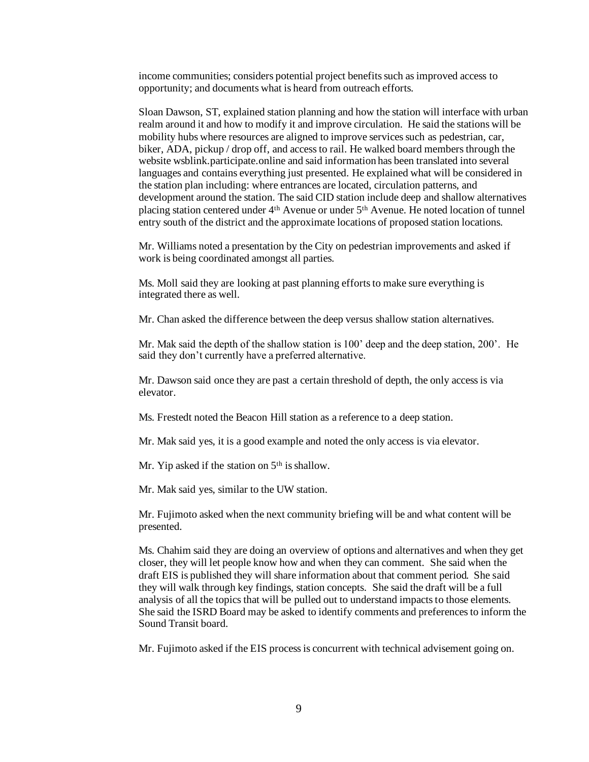income communities; considers potential project benefits such as improved access to opportunity; and documents what is heard from outreach efforts.

Sloan Dawson, ST, explained station planning and how the station will interface with urban realm around it and how to modify it and improve circulation. He said the stations will be mobility hubs where resources are aligned to improve services such as pedestrian, car, biker, ADA, pickup / drop off, and access to rail. He walked board members through the website wsblink.participate.online and said information has been translated into several languages and contains everything just presented. He explained what will be considered in the station plan including: where entrances are located, circulation patterns, and development around the station. The said CID station include deep and shallow alternatives placing station centered under 4th Avenue or under 5th Avenue. He noted location of tunnel entry south of the district and the approximate locations of proposed station locations.

Mr. Williams noted a presentation by the City on pedestrian improvements and asked if work is being coordinated amongst all parties.

Ms. Moll said they are looking at past planning efforts to make sure everything is integrated there as well.

Mr. Chan asked the difference between the deep versus shallow station alternatives.

Mr. Mak said the depth of the shallow station is 100' deep and the deep station, 200'. He said they don't currently have a preferred alternative.

Mr. Dawson said once they are past a certain threshold of depth, the only access is via elevator.

Ms. Frestedt noted the Beacon Hill station as a reference to a deep station.

Mr. Mak said yes, it is a good example and noted the only access is via elevator.

Mr. Yip asked if the station on 5th is shallow.

Mr. Mak said yes, similar to the UW station.

Mr. Fujimoto asked when the next community briefing will be and what content will be presented.

Ms. Chahim said they are doing an overview of options and alternatives and when they get closer, they will let people know how and when they can comment. She said when the draft EIS is published they will share information about that comment period. She said they will walk through key findings, station concepts. She said the draft will be a full analysis of all the topics that will be pulled out to understand impacts to those elements. She said the ISRD Board may be asked to identify comments and preferences to inform the Sound Transit board.

Mr. Fujimoto asked if the EIS process is concurrent with technical advisement going on.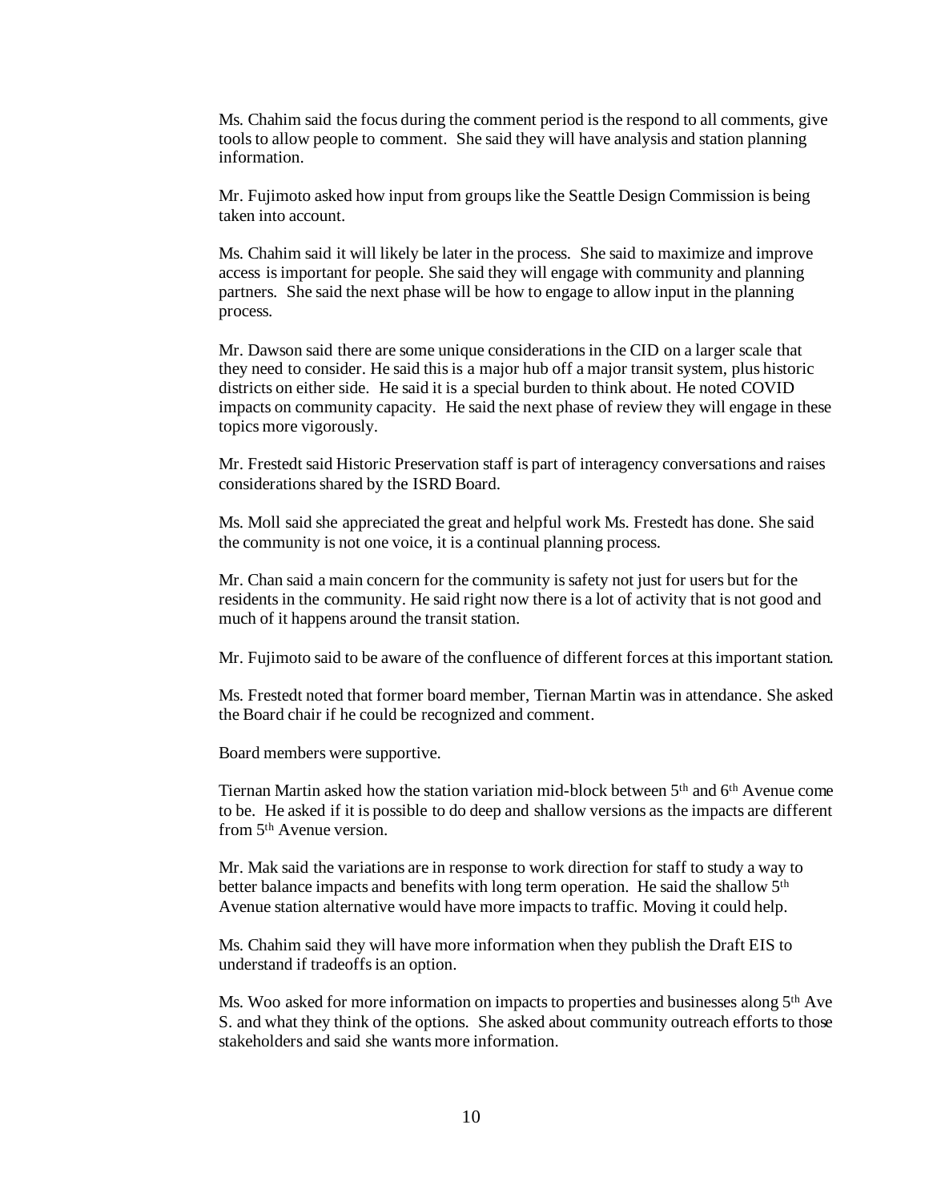Ms. Chahim said the focus during the comment period is the respond to all comments, give tools to allow people to comment. She said they will have analysis and station planning information.

Mr. Fujimoto asked how input from groups like the Seattle Design Commission is being taken into account.

Ms. Chahim said it will likely be later in the process. She said to maximize and improve access is important for people. She said they will engage with community and planning partners. She said the next phase will be how to engage to allow input in the planning process.

Mr. Dawson said there are some unique considerations in the CID on a larger scale that they need to consider. He said this is a major hub off a major transit system, plus historic districts on either side. He said it is a special burden to think about. He noted COVID impacts on community capacity. He said the next phase of review they will engage in these topics more vigorously.

Mr. Frestedt said Historic Preservation staff is part of interagency conversations and raises considerations shared by the ISRD Board.

Ms. Moll said she appreciated the great and helpful work Ms. Frestedt has done. She said the community is not one voice, it is a continual planning process.

Mr. Chan said a main concern for the community is safety not just for users but for the residents in the community. He said right now there is a lot of activity that is not good and much of it happens around the transit station.

Mr. Fujimoto said to be aware of the confluence of different forces at this important station.

Ms. Frestedt noted that former board member, Tiernan Martin was in attendance. She asked the Board chair if he could be recognized and comment.

Board members were supportive.

Tiernan Martin asked how the station variation mid-block between 5th and 6th Avenue come to be. He asked if it is possible to do deep and shallow versions as the impacts are different from 5th Avenue version.

Mr. Mak said the variations are in response to work direction for staff to study a way to better balance impacts and benefits with long term operation. He said the shallow 5th Avenue station alternative would have more impacts to traffic. Moving it could help.

Ms. Chahim said they will have more information when they publish the Draft EIS to understand if tradeoffs is an option.

Ms. Woo asked for more information on impacts to properties and businesses along 5th Ave S. and what they think of the options. She asked about community outreach efforts to those stakeholders and said she wants more information.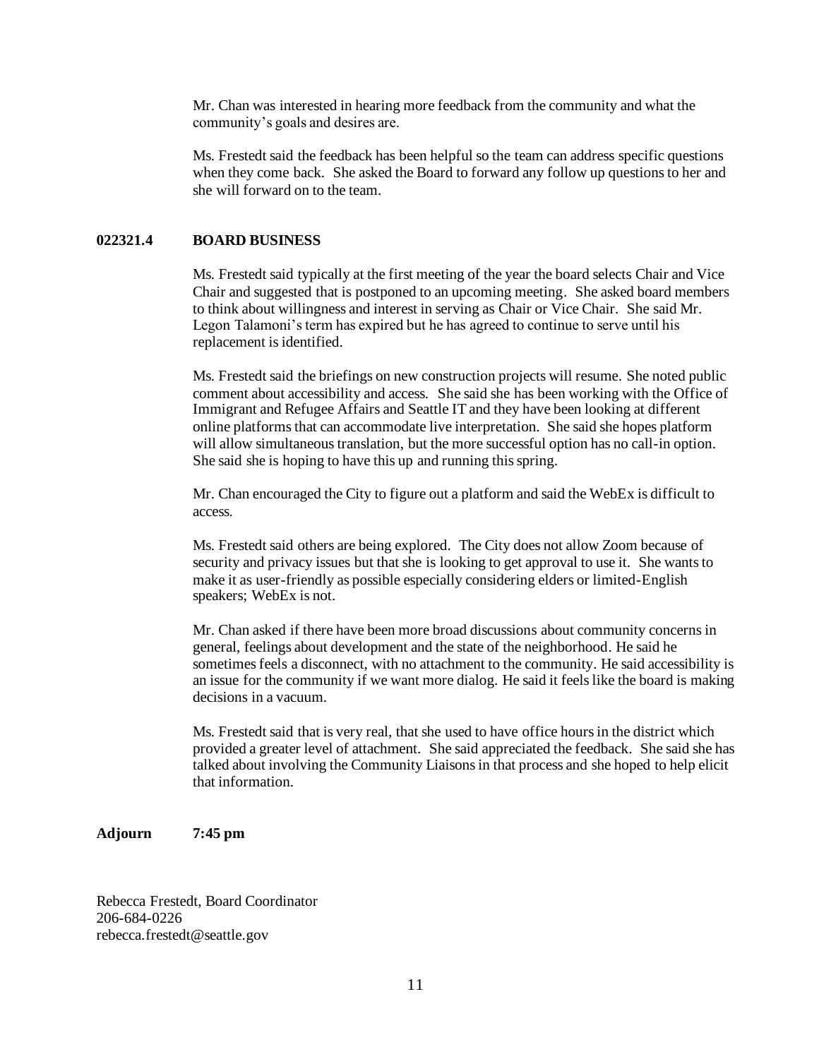Mr. Chan was interested in hearing more feedback from the community and what the community's goals and desires are.

Ms. Frestedt said the feedback has been helpful so the team can address specific questions when they come back. She asked the Board to forward any follow up questions to her and she will forward on to the team.

**022321.4 BOARD BUSINESS**

Ms. Frestedt said typically at the first meeting of the year the board selects Chair and Vice Chair and suggested that is postponed to an upcoming meeting. She asked board members to think about willingness and interest in serving as Chair or Vice Chair. She said Mr. Legon Talamoni's term has expired but he has agreed to continue to serve until his replacement is identified.

Ms. Frestedt said the briefings on new construction projects will resume. She noted public comment about accessibility and access. She said she has been working with the Office of Immigrant and Refugee Affairs and Seattle IT and they have been looking at different online platforms that can accommodate live interpretation. She said she hopes platform will allow simultaneous translation, but the more successful option has no call-in option. She said she is hoping to have this up and running this spring.

Mr. Chan encouraged the City to figure out a platform and said the WebEx is difficult to access.

Ms. Frestedt said others are being explored. The City does not allow Zoom because of security and privacy issues but that she is looking to get approval to use it. She wants to make it as user-friendly as possible especially considering elders or limited-English speakers; WebEx is not.

Mr. Chan asked if there have been more broad discussions about community concerns in general, feelings about development and the state of the neighborhood. He said he sometimes feels a disconnect, with no attachment to the community. He said accessibility is an issue for the community if we want more dialog. He said it feels like the board is making decisions in a vacuum.

Ms. Frestedt said that is very real, that she used to have office hours in the district which provided a greater level of attachment. She said appreciated the feedback. She said she has talked about involving the Community Liaisons in that process and she hoped to help elicit that information.

**Adjourn 7:45 pm**

Rebecca Frestedt, Board Coordinator
206-684-0226
rebecca.frestedt@seattle.gov